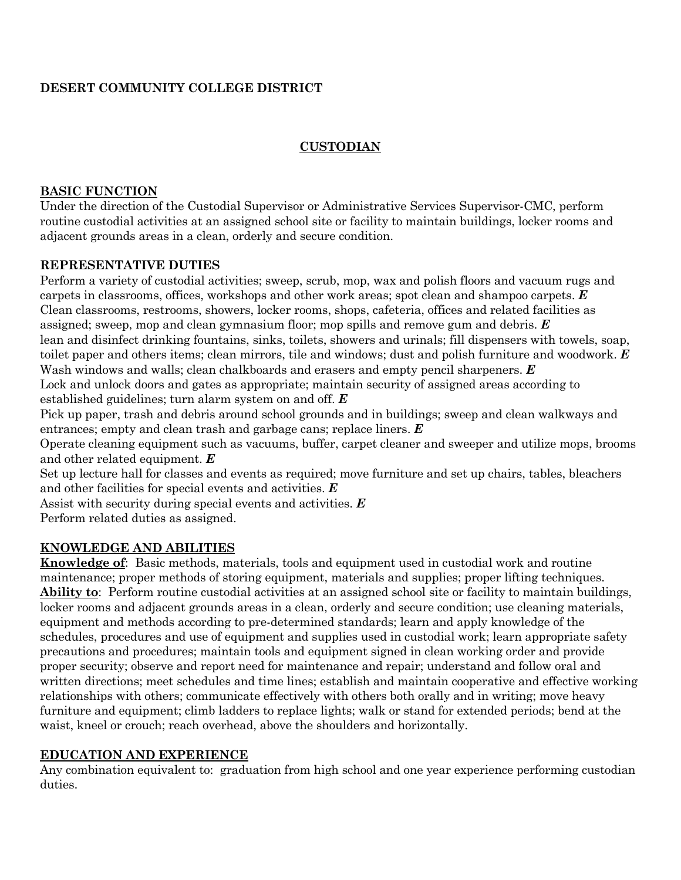**DESERT COMMUNITY COLLEGE DISTRICT**

## CUSTODIAN

### BASIC FUNCTION

Under the direction of the Custodial Supervisor or Administrative Services Supervisor-CMC, perform routine custodial activities at an assigned school site or facility to maintain buildings, locker rooms and adjacent grounds areas in a clean, orderly and secure condition.

### REPRESENTATIVE DUTIES

Perform a variety of custodial activities; sweep, scrub, mop, wax and polish floors and vacuum rugs and carpets in classrooms, offices, workshops and other work areas; spot clean and shampoo carpets. ***E***
Clean classrooms, restrooms, showers, locker rooms, shops, cafeteria, offices and related facilities as assigned; sweep, mop and clean gymnasium floor; mop spills and remove gum and debris. ***E***
lean and disinfect drinking fountains, sinks, toilets, showers and urinals; fill dispensers with towels, soap, toilet paper and others items; clean mirrors, tile and windows; dust and polish furniture and woodwork. ***E***
Wash windows and walls; clean chalkboards and erasers and empty pencil sharpeners. ***E***
Lock and unlock doors and gates as appropriate; maintain security of assigned areas according to established guidelines; turn alarm system on and off. ***E***
Pick up paper, trash and debris around school grounds and in buildings; sweep and clean walkways and entrances; empty and clean trash and garbage cans; replace liners. ***E***
Operate cleaning equipment such as vacuums, buffer, carpet cleaner and sweeper and utilize mops, brooms and other related equipment. ***E***
Set up lecture hall for classes and events as required; move furniture and set up chairs, tables, bleachers and other facilities for special events and activities. ***E***
Assist with security during special events and activities. ***E***
Perform related duties as assigned.

### KNOWLEDGE AND ABILITIES

**Knowledge of**: Basic methods, materials, tools and equipment used in custodial work and routine maintenance; proper methods of storing equipment, materials and supplies; proper lifting techniques.
**Ability to**: Perform routine custodial activities at an assigned school site or facility to maintain buildings, locker rooms and adjacent grounds areas in a clean, orderly and secure condition; use cleaning materials, equipment and methods according to pre-determined standards; learn and apply knowledge of the schedules, procedures and use of equipment and supplies used in custodial work; learn appropriate safety precautions and procedures; maintain tools and equipment signed in clean working order and provide proper security; observe and report need for maintenance and repair; understand and follow oral and written directions; meet schedules and time lines; establish and maintain cooperative and effective working relationships with others; communicate effectively with others both orally and in writing; move heavy furniture and equipment; climb ladders to replace lights; walk or stand for extended periods; bend at the waist, kneel or crouch; reach overhead, above the shoulders and horizontally.

### EDUCATION AND EXPERIENCE

Any combination equivalent to: graduation from high school and one year experience performing custodian duties.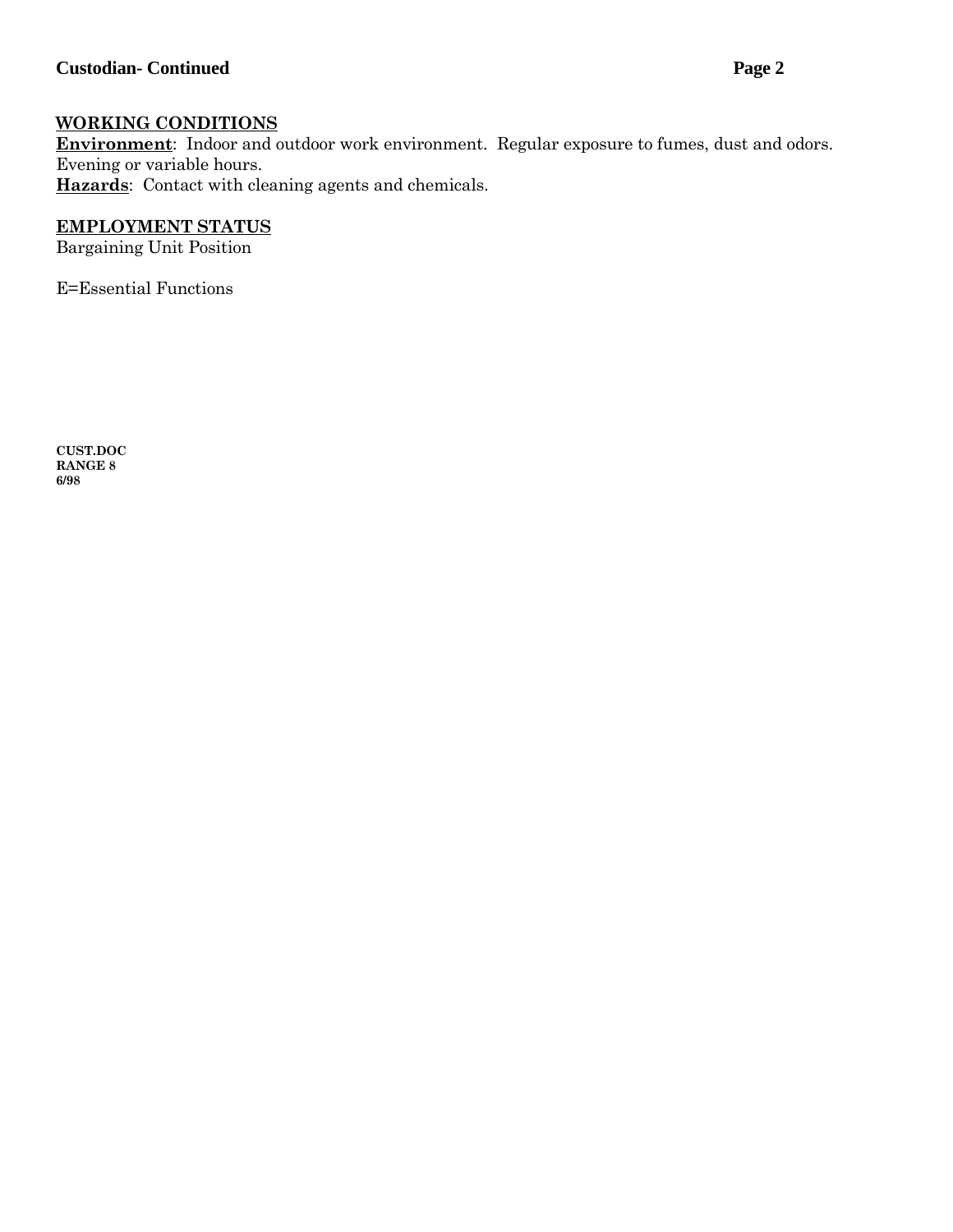## WORKING CONDITIONS

**Environment**: Indoor and outdoor work environment. Regular exposure to fumes, dust and odors. Evening or variable hours.
**Hazards**: Contact with cleaning agents and chemicals.

## EMPLOYMENT STATUS

Bargaining Unit Position

E=Essential Functions

**CUST.DOC**
**RANGE 8**
**6/98**